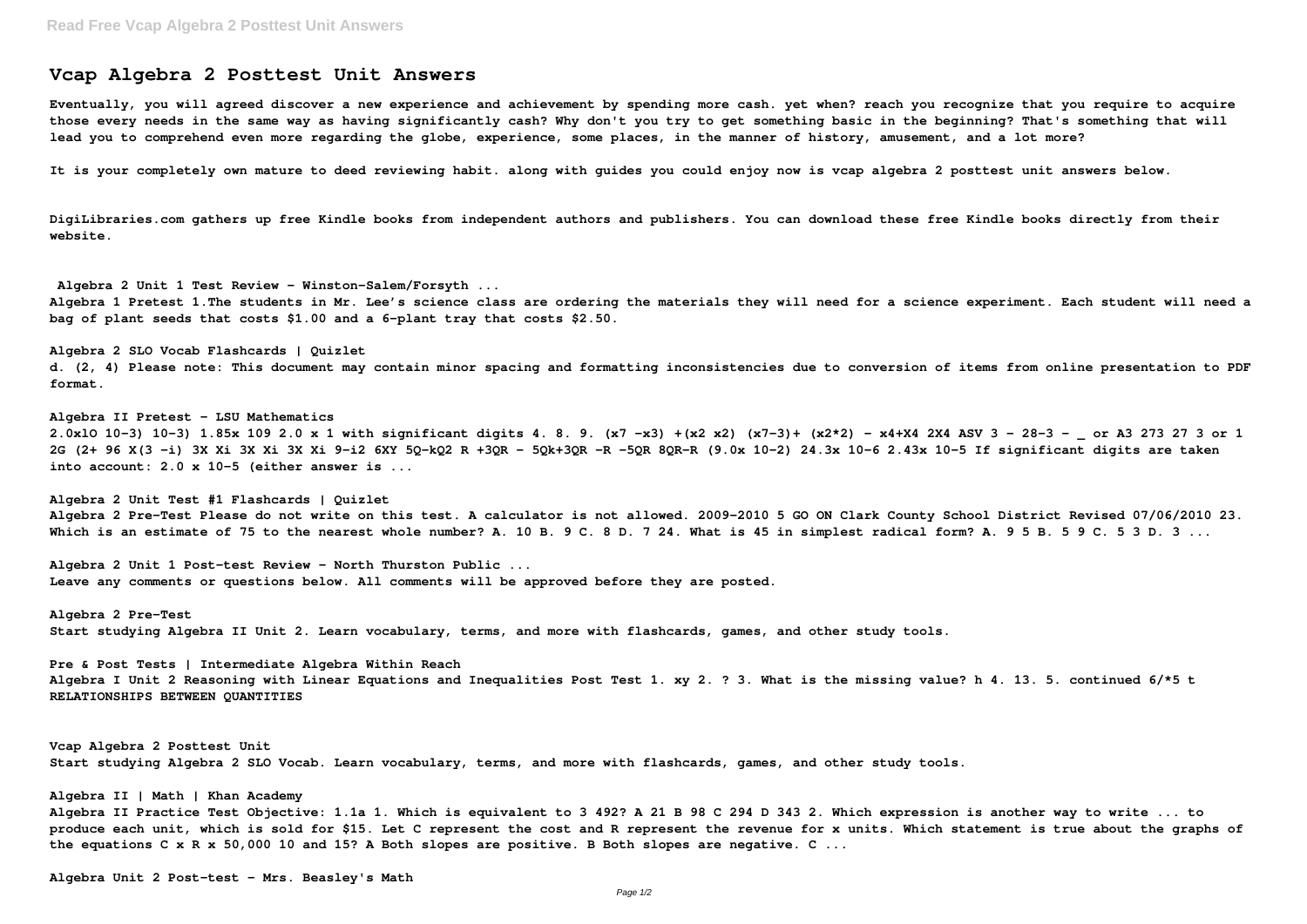# Vcap Algebra 2 Posttest Unit Answers

**Eventually, you will agreed discover a new experience and achievement by spending more cash. yet when? reach you recognize that you require to acquire those every needs in the same way as having significantly cash? Why don't you try to get something basic in the beginning? That's something that will lead you to comprehend even more regarding the globe, experience, some places, in the manner of history, amusement, and a lot more?**

**It is your completely own mature to deed reviewing habit. along with guides you could enjoy now is vcap algebra 2 posttest unit answers below.**

**DigiLibraries.com gathers up free Kindle books from independent authors and publishers. You can download these free Kindle books directly from their website.**

**Algebra 2 Unit 1 Test Review - Winston-Salem/Forsyth ...**
**Algebra 1 Pretest 1.The students in Mr. Lee's science class are ordering the materials they will need for a science experiment. Each student will need a bag of plant seeds that costs $1.00 and a 6-plant tray that costs $2.50.**

**Algebra 2 SLO Vocab Flashcards | Quizlet**
**d. (2, 4) Please note: This document may contain minor spacing and formatting inconsistencies due to conversion of items from online presentation to PDF format.**

**Algebra II Pretest - LSU Mathematics**
**2.0x1O 10-3) 10-3) 1.85x 109 2.0 x 1 with significant digits 4. 8. 9. (x7 -x3) +(x2 x2) (x7-3)+ (x2*2) - x4+X4 2X4 ASV 3 - 28-3 - _ or A3 273 27 3 or 1 2G (2+ 96 X(3 -i) 3X Xi 3X Xi 3X Xi 9-i2 6XY 5Q-kQ2 R +3QR - 5Qk+3QR -R -5QR 8QR-R (9.0x 10-2) 24.3x 10-6 2.43x 10-5 If significant digits are taken into account: 2.0 x 10-5 (either answer is ...**

**Algebra 2 Unit Test #1 Flashcards | Quizlet**
**Algebra 2 Pre-Test Please do not write on this test. A calculator is not allowed. 2009-2010 5 GO ON Clark County School District Revised 07/06/2010 23. Which is an estimate of 75 to the nearest whole number? A. 10 B. 9 C. 8 D. 7 24. What is 45 in simplest radical form? A. 9 5 B. 5 9 C. 5 3 D. 3 ...**

**Algebra 2 Unit 1 Post-test Review - North Thurston Public ...**
**Leave any comments or questions below. All comments will be approved before they are posted.**

**Algebra 2 Pre-Test**
**Start studying Algebra II Unit 2. Learn vocabulary, terms, and more with flashcards, games, and other study tools.**

**Pre & Post Tests | Intermediate Algebra Within Reach**
**Algebra I Unit 2 Reasoning with Linear Equations and Inequalities Post Test 1. xy 2. ? 3. What is the missing value? h 4. 13. 5. continued 6/*5 t RELATIONSHIPS BETWEEN QUANTITIES**

**Vcap Algebra 2 Posttest Unit**
**Start studying Algebra 2 SLO Vocab. Learn vocabulary, terms, and more with flashcards, games, and other study tools.**

**Algebra II | Math | Khan Academy**
**Algebra II Practice Test Objective: 1.1a 1. Which is equivalent to 3 492? A 21 B 98 C 294 D 343 2. Which expression is another way to write ... to produce each unit, which is sold for $15. Let C represent the cost and R represent the revenue for x units. Which statement is true about the graphs of the equations C x R x 50,000 10 and 15? A Both slopes are positive. B Both slopes are negative. C ...**

**Algebra Unit 2 Post-test - Mrs. Beasley's Math**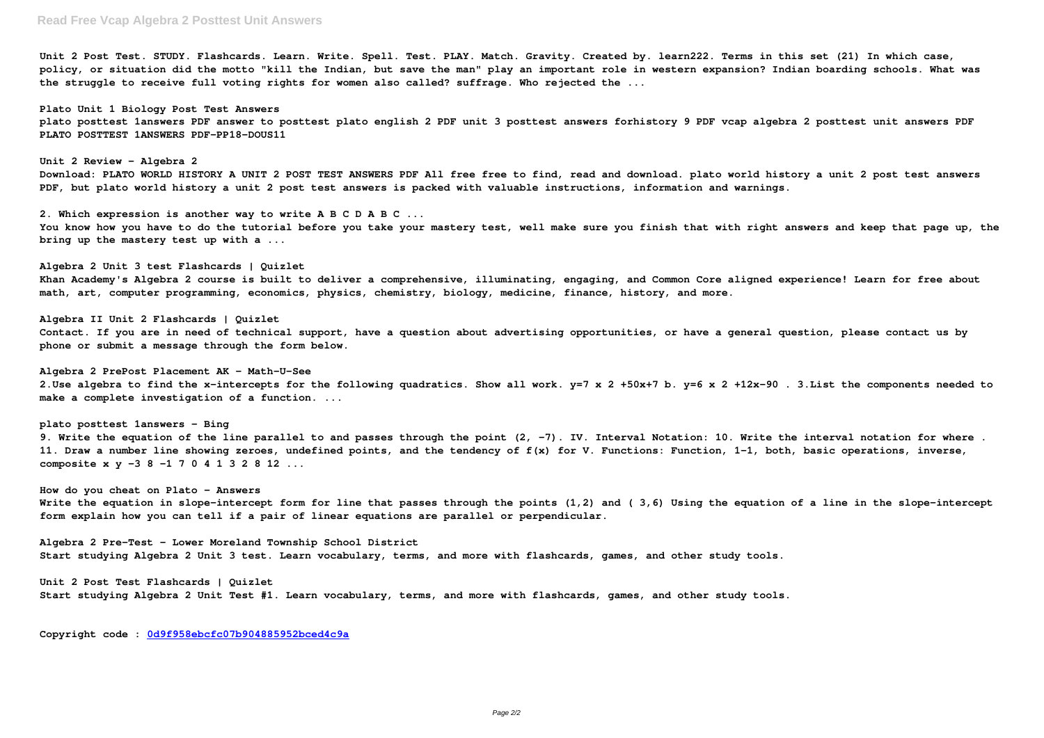Unit 2 Post Test. STUDY. Flashcards. Learn. Write. Spell. Test. PLAY. Match. Gravity. Created by. learn222. Terms in this set (21) In which case, policy, or situation did the motto "kill the Indian, but save the man" play an important role in western expansion? Indian boarding schools. What was the struggle to receive full voting rights for women also called? suffrage. Who rejected the ...

**Plato Unit 1 Biology Post Test Answers**
plato posttest 1answers PDF answer to posttest plato english 2 PDF unit 3 posttest answers forhistory 9 PDF vcap algebra 2 posttest unit answers PDF PLATO POSTTEST 1ANSWERS PDF-PP18-DOUS11

**Unit 2 Review - Algebra 2**
Download: PLATO WORLD HISTORY A UNIT 2 POST TEST ANSWERS PDF All free free to find, read and download. plato world history a unit 2 post test answers PDF, but plato world history a unit 2 post test answers is packed with valuable instructions, information and warnings.

**2. Which expression is another way to write A B C D A B C ...**
You know how you have to do the tutorial before you take your mastery test, well make sure you finish that with right answers and keep that page up, the bring up the mastery test up with a ...

**Algebra 2 Unit 3 test Flashcards | Quizlet**
Khan Academy's Algebra 2 course is built to deliver a comprehensive, illuminating, engaging, and Common Core aligned experience! Learn for free about math, art, computer programming, economics, physics, chemistry, biology, medicine, finance, history, and more.

**Algebra II Unit 2 Flashcards | Quizlet**
Contact. If you are in need of technical support, have a question about advertising opportunities, or have a general question, please contact us by phone or submit a message through the form below.

**Algebra 2 PrePost Placement AK - Math-U-See**
2.Use algebra to find the x-intercepts for the following quadratics. Show all work. y=7 x 2 +50x+7 b. y=6 x 2 +12x-90 . 3.List the components needed to make a complete investigation of a function. ...

**plato posttest 1answers - Bing**
9. Write the equation of the line parallel to and passes through the point (2, -7). IV. Interval Notation: 10. Write the interval notation for where . 11. Draw a number line showing zeroes, undefined points, and the tendency of f(x) for V. Functions: Function, 1-1, both, basic operations, inverse, composite x y -3 8 -1 7 0 4 1 3 2 8 12 ...

**How do you cheat on Plato - Answers**
Write the equation in slope-intercept form for line that passes through the points (1,2) and ( 3,6) Using the equation of a line in the slope-intercept form explain how you can tell if a pair of linear equations are parallel or perpendicular.

**Algebra 2 Pre-Test - Lower Moreland Township School District**
Start studying Algebra 2 Unit 3 test. Learn vocabulary, terms, and more with flashcards, games, and other study tools.

**Unit 2 Post Test Flashcards | Quizlet**
Start studying Algebra 2 Unit Test #1. Learn vocabulary, terms, and more with flashcards, games, and other study tools.

Copyright code : 0d9f958ebcfc07b904885952bced4c9a